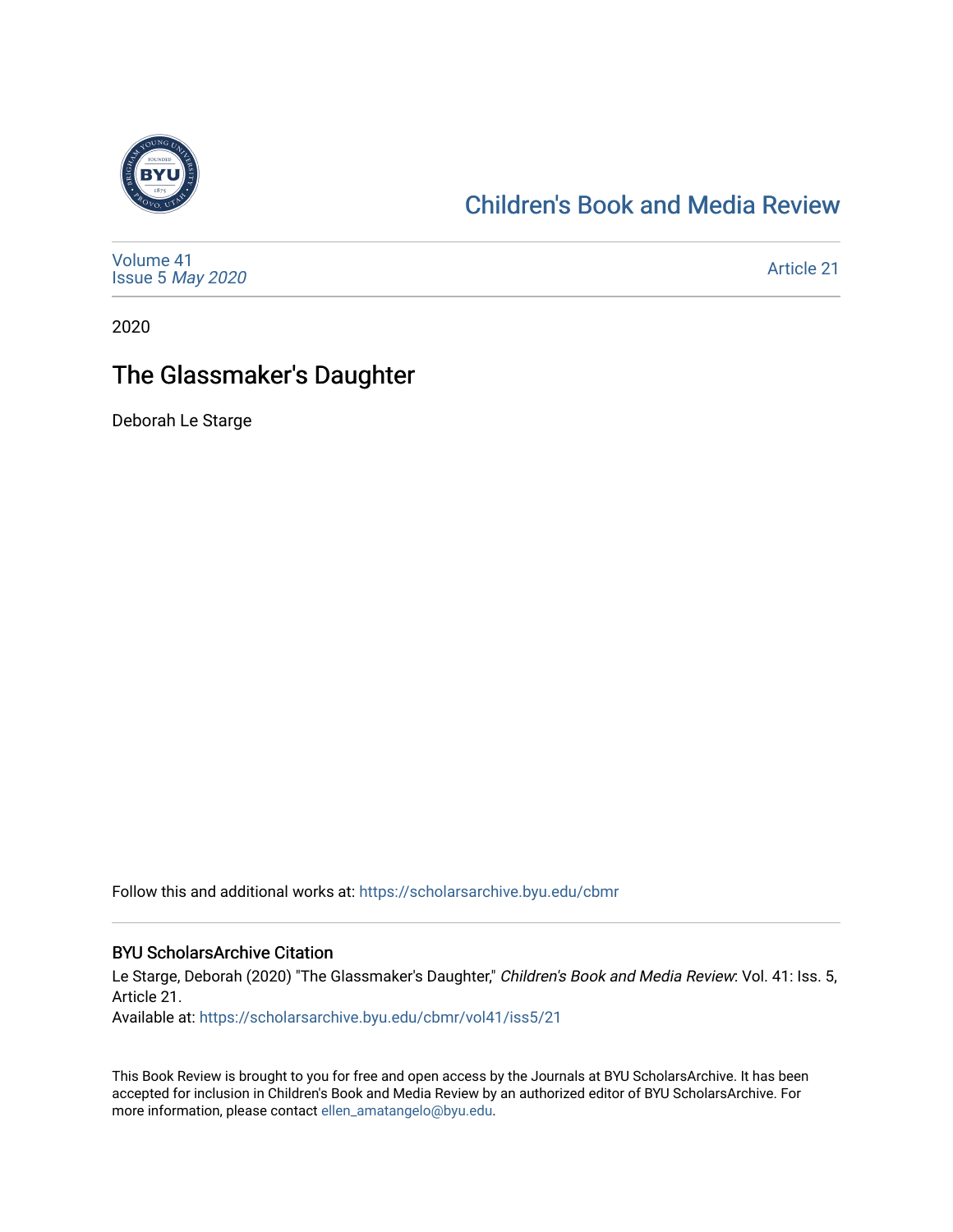# Children's Book and Media Review

Volume 41
Issue 5 *May 2020*

Article 21

2020

## The Glassmaker's Daughter

Deborah Le Starge

Follow this and additional works at: https://scholarsarchive.byu.edu/cbmr

### BYU ScholarsArchive Citation

Le Starge, Deborah (2020) "The Glassmaker's Daughter," *Children's Book and Media Review*: Vol. 41: Iss. 5, Article 21.
Available at: https://scholarsarchive.byu.edu/cbmr/vol41/iss5/21

This Book Review is brought to you for free and open access by the Journals at BYU ScholarsArchive. It has been accepted for inclusion in Children's Book and Media Review by an authorized editor of BYU ScholarsArchive. For more information, please contact ellen_amatangelo@byu.edu.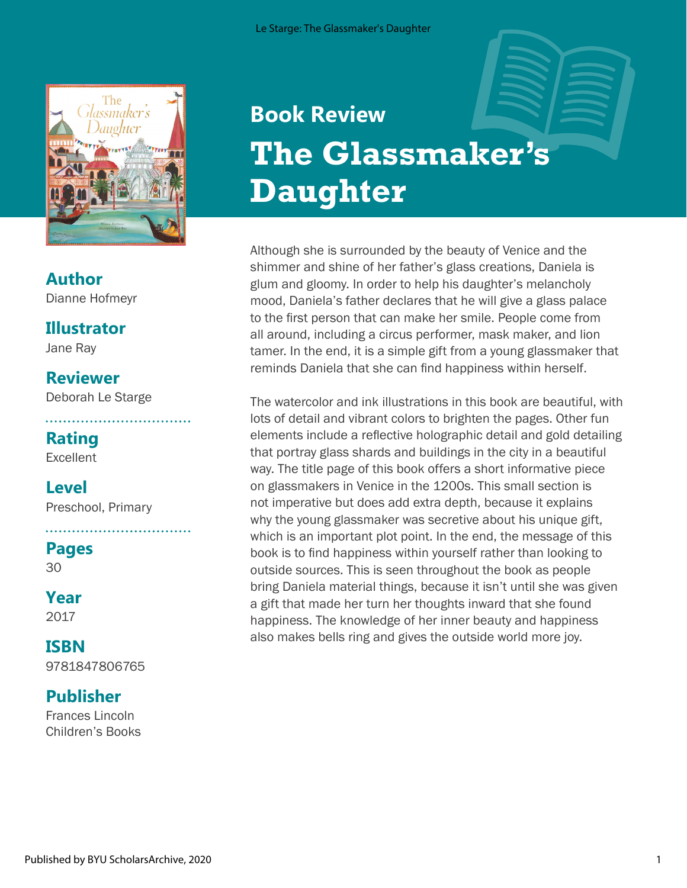## Book Review

# The Glassmaker's Daughter

## Author
Dianne Hofmeyr

## Illustrator
Jane Ray

## Reviewer
Deborah Le Starge

## Rating
Excellent

## Level
Preschool, Primary

## Pages
30

## Year
2017

## ISBN
9781847806765

## Publisher
Frances Lincoln Children's Books

Although she is surrounded by the beauty of Venice and the shimmer and shine of her father's glass creations, Daniela is glum and gloomy. In order to help his daughter's melancholy mood, Daniela's father declares that he will give a glass palace to the first person that can make her smile. People come from all around, including a circus performer, mask maker, and lion tamer. In the end, it is a simple gift from a young glassmaker that reminds Daniela that she can find happiness within herself.

The watercolor and ink illustrations in this book are beautiful, with lots of detail and vibrant colors to brighten the pages. Other fun elements include a reflective holographic detail and gold detailing that portray glass shards and buildings in the city in a beautiful way. The title page of this book offers a short informative piece on glassmakers in Venice in the 1200s. This small section is not imperative but does add extra depth, because it explains why the young glassmaker was secretive about his unique gift, which is an important plot point. In the end, the message of this book is to find happiness within yourself rather than looking to outside sources. This is seen throughout the book as people bring Daniela material things, because it isn't until she was given a gift that made her turn her thoughts inward that she found happiness. The knowledge of her inner beauty and happiness also makes bells ring and gives the outside world more joy.